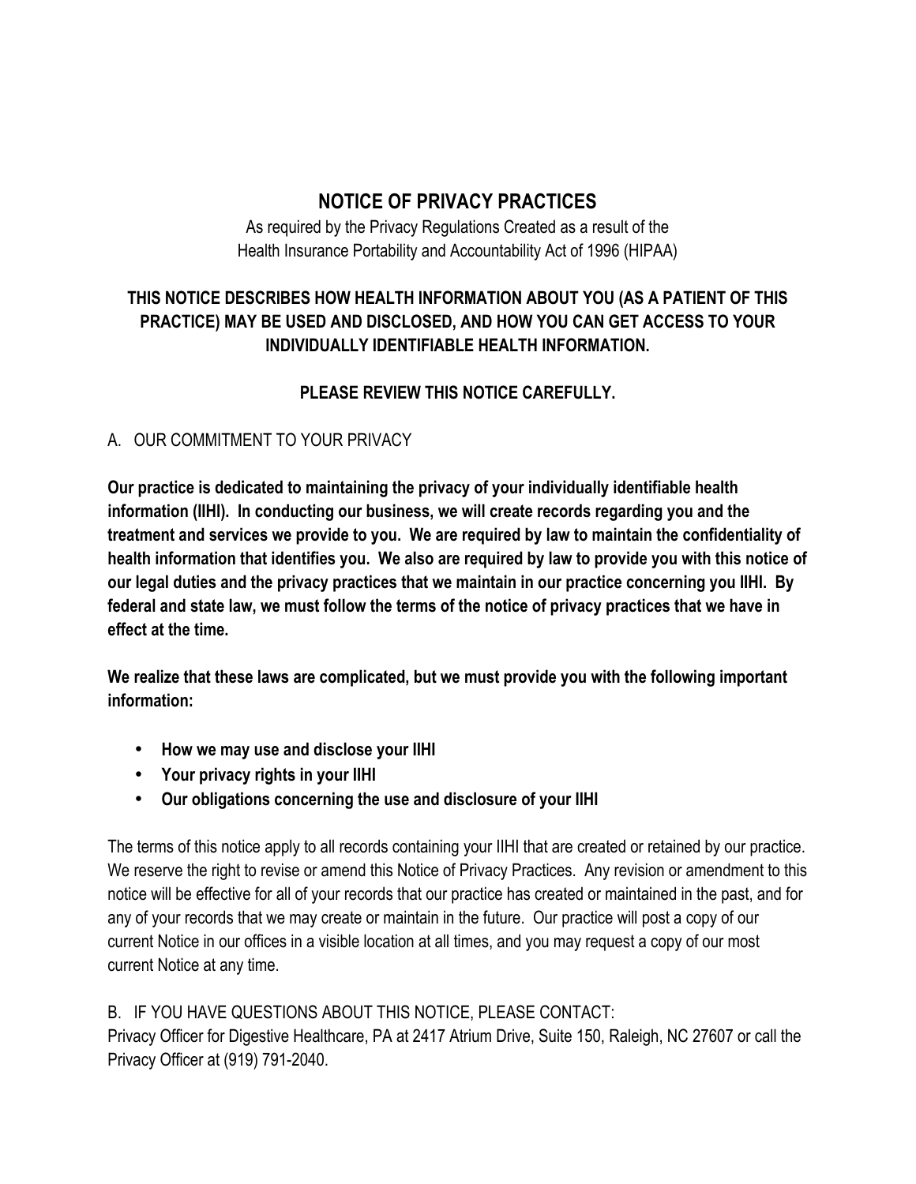# NOTICE OF PRIVACY PRACTICES

As required by the Privacy Regulations Created as a result of the
Health Insurance Portability and Accountability Act of 1996 (HIPAA)

**THIS NOTICE DESCRIBES HOW HEALTH INFORMATION ABOUT YOU (AS A PATIENT OF THIS PRACTICE) MAY BE USED AND DISCLOSED, AND HOW YOU CAN GET ACCESS TO YOUR INDIVIDUALLY IDENTIFIABLE HEALTH INFORMATION.**

**PLEASE REVIEW THIS NOTICE CAREFULLY.**

## A. OUR COMMITMENT TO YOUR PRIVACY

**Our practice is dedicated to maintaining the privacy of your individually identifiable health information (IIHI). In conducting our business, we will create records regarding you and the treatment and services we provide to you. We are required by law to maintain the confidentiality of health information that identifies you. We also are required by law to provide you with this notice of our legal duties and the privacy practices that we maintain in our practice concerning you IIHI. By federal and state law, we must follow the terms of the notice of privacy practices that we have in effect at the time.**

**We realize that these laws are complicated, but we must provide you with the following important information:**

- **How we may use and disclose your IIHI**
- **Your privacy rights in your IIHI**
- **Our obligations concerning the use and disclosure of your IIHI**

The terms of this notice apply to all records containing your IIHI that are created or retained by our practice. We reserve the right to revise or amend this Notice of Privacy Practices. Any revision or amendment to this notice will be effective for all of your records that our practice has created or maintained in the past, and for any of your records that we may create or maintain in the future. Our practice will post a copy of our current Notice in our offices in a visible location at all times, and you may request a copy of our most current Notice at any time.

## B. IF YOU HAVE QUESTIONS ABOUT THIS NOTICE, PLEASE CONTACT:

Privacy Officer for Digestive Healthcare, PA at 2417 Atrium Drive, Suite 150, Raleigh, NC 27607 or call the Privacy Officer at (919) 791-2040.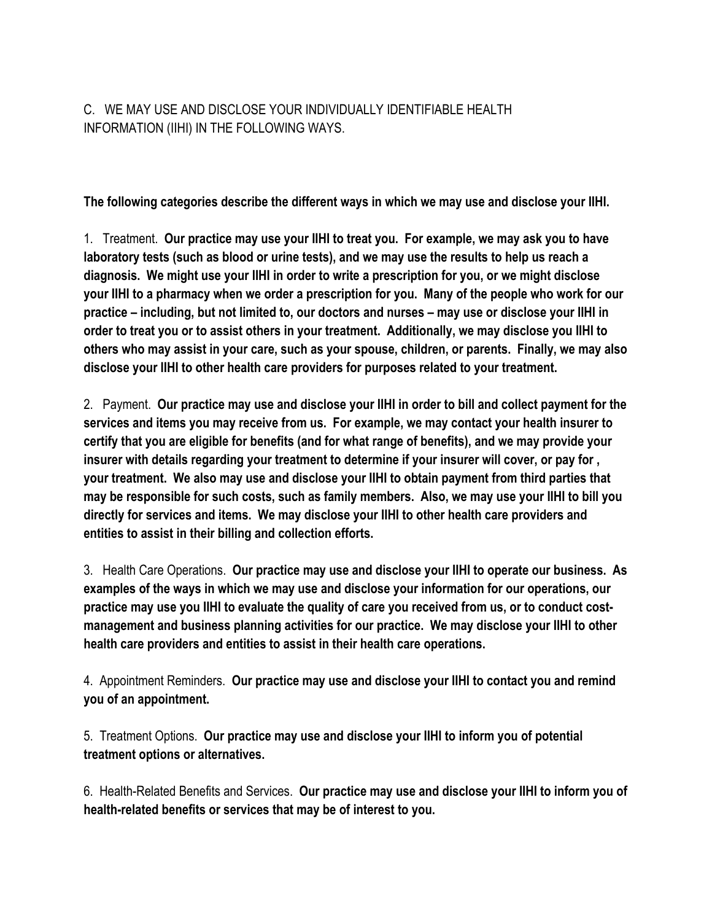C. WE MAY USE AND DISCLOSE YOUR INDIVIDUALLY IDENTIFIABLE HEALTH INFORMATION (IIHI) IN THE FOLLOWING WAYS.

**The following categories describe the different ways in which we may use and disclose your IIHI.**

1. Treatment. **Our practice may use your IIHI to treat you. For example, we may ask you to have laboratory tests (such as blood or urine tests), and we may use the results to help us reach a diagnosis. We might use your IIHI in order to write a prescription for you, or we might disclose your IIHI to a pharmacy when we order a prescription for you. Many of the people who work for our practice – including, but not limited to, our doctors and nurses – may use or disclose your IIHI in order to treat you or to assist others in your treatment. Additionally, we may disclose you IIHI to others who may assist in your care, such as your spouse, children, or parents. Finally, we may also disclose your IIHI to other health care providers for purposes related to your treatment.**

2. Payment. **Our practice may use and disclose your IIHI in order to bill and collect payment for the services and items you may receive from us. For example, we may contact your health insurer to certify that you are eligible for benefits (and for what range of benefits), and we may provide your insurer with details regarding your treatment to determine if your insurer will cover, or pay for , your treatment. We also may use and disclose your IIHI to obtain payment from third parties that may be responsible for such costs, such as family members. Also, we may use your IIHI to bill you directly for services and items. We may disclose your IIHI to other health care providers and entities to assist in their billing and collection efforts.**

3. Health Care Operations. **Our practice may use and disclose your IIHI to operate our business. As examples of the ways in which we may use and disclose your information for our operations, our practice may use you IIHI to evaluate the quality of care you received from us, or to conduct cost-management and business planning activities for our practice. We may disclose your IIHI to other health care providers and entities to assist in their health care operations.**

4. Appointment Reminders. **Our practice may use and disclose your IIHI to contact you and remind you of an appointment.**

5. Treatment Options. **Our practice may use and disclose your IIHI to inform you of potential treatment options or alternatives.**

6. Health-Related Benefits and Services. **Our practice may use and disclose your IIHI to inform you of health-related benefits or services that may be of interest to you.**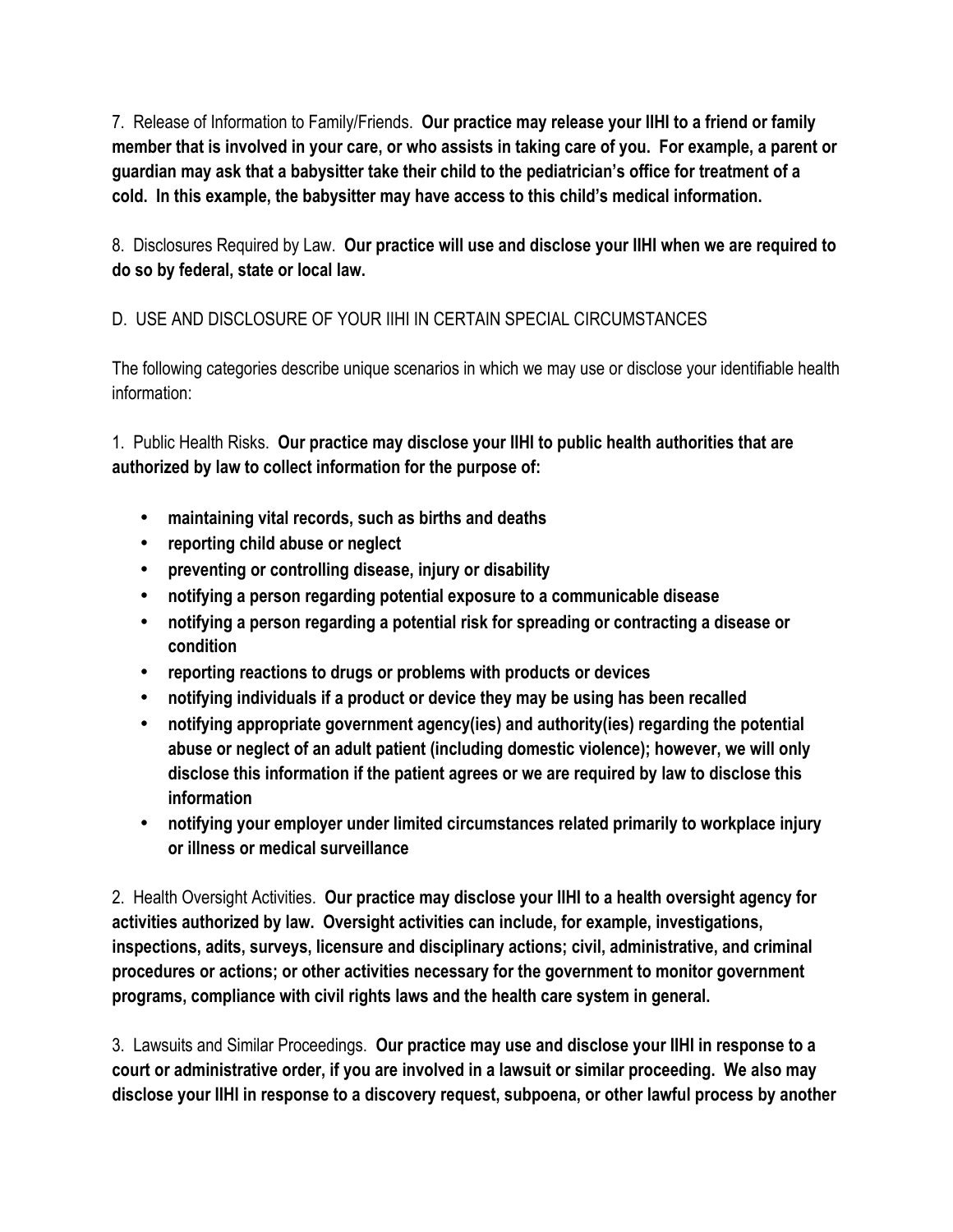7. Release of Information to Family/Friends. **Our practice may release your IIHI to a friend or family member that is involved in your care, or who assists in taking care of you. For example, a parent or guardian may ask that a babysitter take their child to the pediatrician's office for treatment of a cold. In this example, the babysitter may have access to this child's medical information.**

8. Disclosures Required by Law. **Our practice will use and disclose your IIHI when we are required to do so by federal, state or local law.**

D. USE AND DISCLOSURE OF YOUR IIHI IN CERTAIN SPECIAL CIRCUMSTANCES

The following categories describe unique scenarios in which we may use or disclose your identifiable health information:

1. Public Health Risks. **Our practice may disclose your IIHI to public health authorities that are authorized by law to collect information for the purpose of:**

- **maintaining vital records, such as births and deaths**
- **reporting child abuse or neglect**
- **preventing or controlling disease, injury or disability**
- **notifying a person regarding potential exposure to a communicable disease**
- **notifying a person regarding a potential risk for spreading or contracting a disease or condition**
- **reporting reactions to drugs or problems with products or devices**
- **notifying individuals if a product or device they may be using has been recalled**
- **notifying appropriate government agency(ies) and authority(ies) regarding the potential abuse or neglect of an adult patient (including domestic violence); however, we will only disclose this information if the patient agrees or we are required by law to disclose this information**
- **notifying your employer under limited circumstances related primarily to workplace injury or illness or medical surveillance**

2. Health Oversight Activities. **Our practice may disclose your IIHI to a health oversight agency for activities authorized by law. Oversight activities can include, for example, investigations, inspections, adits, surveys, licensure and disciplinary actions; civil, administrative, and criminal procedures or actions; or other activities necessary for the government to monitor government programs, compliance with civil rights laws and the health care system in general.**

3. Lawsuits and Similar Proceedings. **Our practice may use and disclose your IIHI in response to a court or administrative order, if you are involved in a lawsuit or similar proceeding. We also may disclose your IIHI in response to a discovery request, subpoena, or other lawful process by another**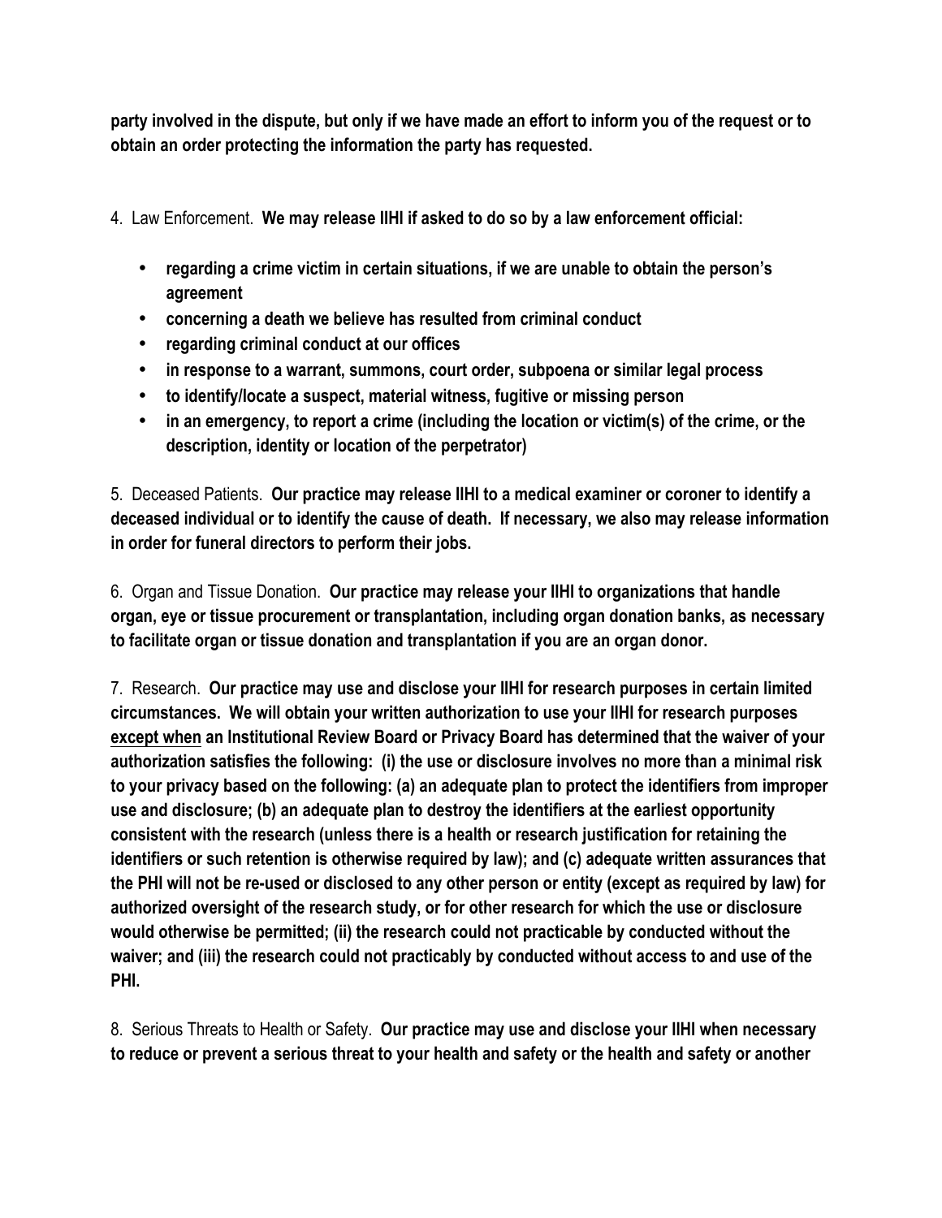**party involved in the dispute, but only if we have made an effort to inform you of the request or to obtain an order protecting the information the party has requested.**

4. Law Enforcement. **We may release IIHI if asked to do so by a law enforcement official:**

- **regarding a crime victim in certain situations, if we are unable to obtain the person's agreement**
- **concerning a death we believe has resulted from criminal conduct**
- **regarding criminal conduct at our offices**
- **in response to a warrant, summons, court order, subpoena or similar legal process**
- **to identify/locate a suspect, material witness, fugitive or missing person**
- **in an emergency, to report a crime (including the location or victim(s) of the crime, or the description, identity or location of the perpetrator)**

5. Deceased Patients. **Our practice may release IIHI to a medical examiner or coroner to identify a deceased individual or to identify the cause of death. If necessary, we also may release information in order for funeral directors to perform their jobs.**

6. Organ and Tissue Donation. **Our practice may release your IIHI to organizations that handle organ, eye or tissue procurement or transplantation, including organ donation banks, as necessary to facilitate organ or tissue donation and transplantation if you are an organ donor.**

7. Research. **Our practice may use and disclose your IIHI for research purposes in certain limited circumstances. We will obtain your written authorization to use your IIHI for research purposes <u>except when</u> an Institutional Review Board or Privacy Board has determined that the waiver of your authorization satisfies the following: (i) the use or disclosure involves no more than a minimal risk to your privacy based on the following: (a) an adequate plan to protect the identifiers from improper use and disclosure; (b) an adequate plan to destroy the identifiers at the earliest opportunity consistent with the research (unless there is a health or research justification for retaining the identifiers or such retention is otherwise required by law); and (c) adequate written assurances that the PHI will not be re-used or disclosed to any other person or entity (except as required by law) for authorized oversight of the research study, or for other research for which the use or disclosure would otherwise be permitted; (ii) the research could not practicable by conducted without the waiver; and (iii) the research could not practicably by conducted without access to and use of the PHI.**

8. Serious Threats to Health or Safety. **Our practice may use and disclose your IIHI when necessary to reduce or prevent a serious threat to your health and safety or the health and safety or another**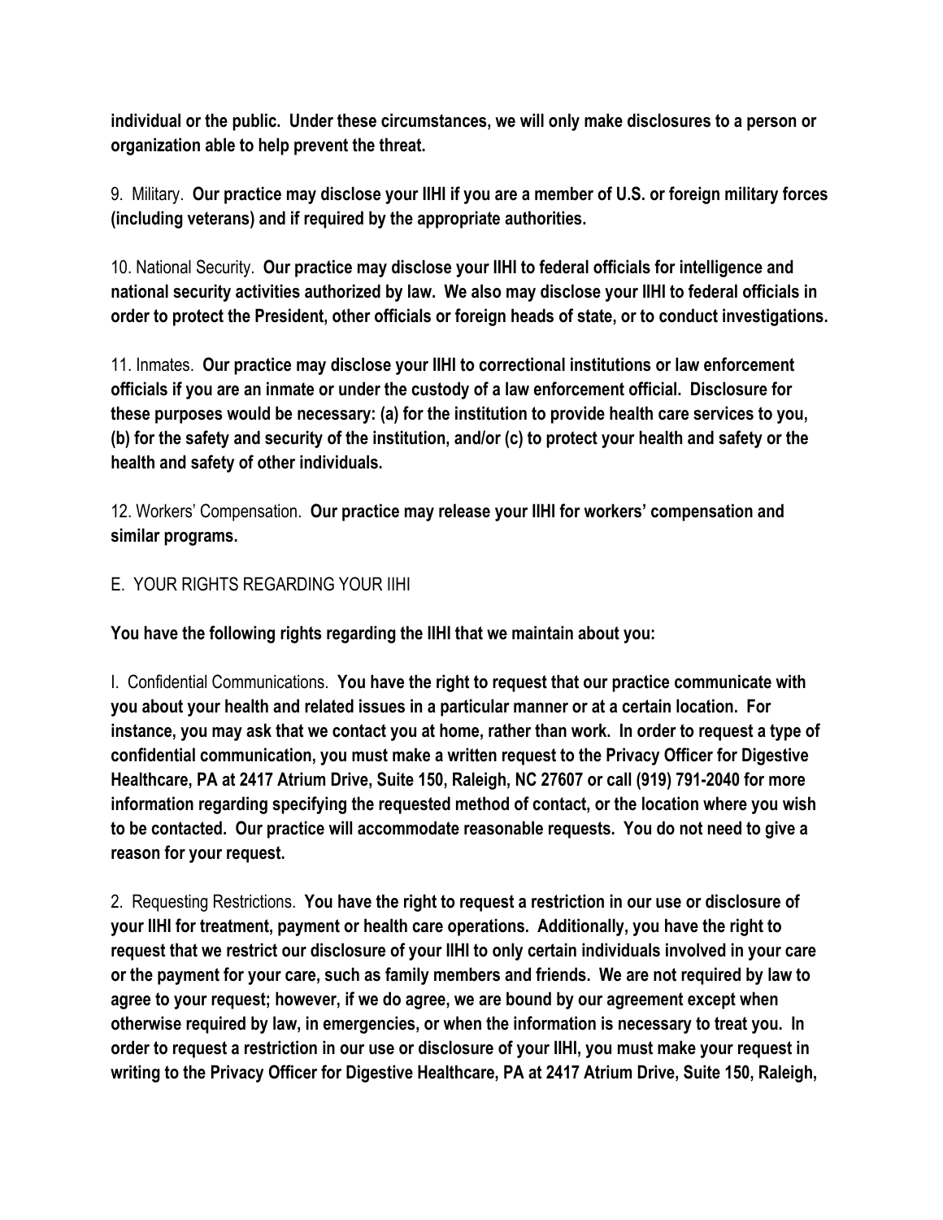**individual or the public. Under these circumstances, we will only make disclosures to a person or organization able to help prevent the threat.**

9. Military. **Our practice may disclose your IIHI if you are a member of U.S. or foreign military forces (including veterans) and if required by the appropriate authorities.**

10. National Security. **Our practice may disclose your IIHI to federal officials for intelligence and national security activities authorized by law. We also may disclose your IIHI to federal officials in order to protect the President, other officials or foreign heads of state, or to conduct investigations.**

11. Inmates. **Our practice may disclose your IIHI to correctional institutions or law enforcement officials if you are an inmate or under the custody of a law enforcement official. Disclosure for these purposes would be necessary: (a) for the institution to provide health care services to you, (b) for the safety and security of the institution, and/or (c) to protect your health and safety or the health and safety of other individuals.**

12. Workers' Compensation. **Our practice may release your IIHI for workers' compensation and similar programs.**

## E. YOUR RIGHTS REGARDING YOUR IIHI

**You have the following rights regarding the IIHI that we maintain about you:**

I. Confidential Communications. **You have the right to request that our practice communicate with you about your health and related issues in a particular manner or at a certain location. For instance, you may ask that we contact you at home, rather than work. In order to request a type of confidential communication, you must make a written request to the Privacy Officer for Digestive Healthcare, PA at 2417 Atrium Drive, Suite 150, Raleigh, NC 27607 or call (919) 791-2040 for more information regarding specifying the requested method of contact, or the location where you wish to be contacted. Our practice will accommodate reasonable requests. You do not need to give a reason for your request.**

2. Requesting Restrictions. **You have the right to request a restriction in our use or disclosure of your IIHI for treatment, payment or health care operations. Additionally, you have the right to request that we restrict our disclosure of your IIHI to only certain individuals involved in your care or the payment for your care, such as family members and friends. We are not required by law to agree to your request; however, if we do agree, we are bound by our agreement except when otherwise required by law, in emergencies, or when the information is necessary to treat you. In order to request a restriction in our use or disclosure of your IIHI, you must make your request in writing to the Privacy Officer for Digestive Healthcare, PA at 2417 Atrium Drive, Suite 150, Raleigh,**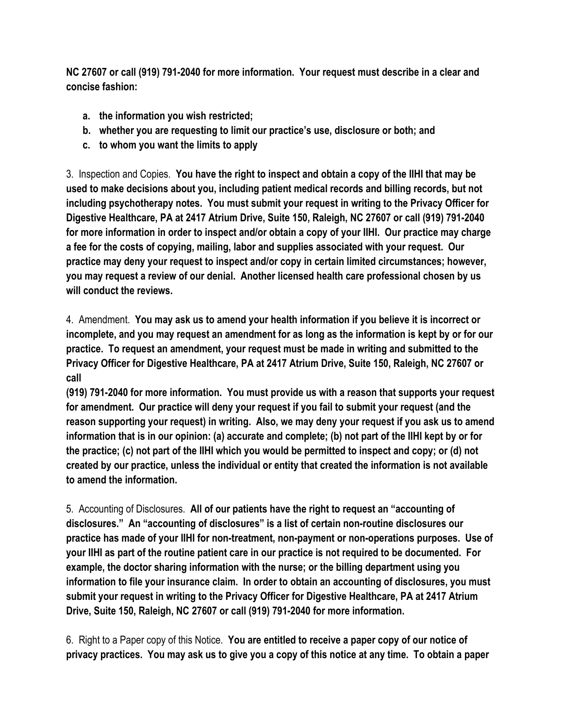**NC 27607 or call (919) 791-2040 for more information. Your request must describe in a clear and concise fashion:**

- **a. the information you wish restricted;**
- **b. whether you are requesting to limit our practice's use, disclosure or both; and**
- **c. to whom you want the limits to apply**

3. Inspection and Copies. **You have the right to inspect and obtain a copy of the IIHI that may be used to make decisions about you, including patient medical records and billing records, but not including psychotherapy notes. You must submit your request in writing to the Privacy Officer for Digestive Healthcare, PA at 2417 Atrium Drive, Suite 150, Raleigh, NC 27607 or call (919) 791-2040 for more information in order to inspect and/or obtain a copy of your IIHI. Our practice may charge a fee for the costs of copying, mailing, labor and supplies associated with your request. Our practice may deny your request to inspect and/or copy in certain limited circumstances; however, you may request a review of our denial. Another licensed health care professional chosen by us will conduct the reviews.**

4. Amendment. **You may ask us to amend your health information if you believe it is incorrect or incomplete, and you may request an amendment for as long as the information is kept by or for our practice. To request an amendment, your request must be made in writing and submitted to the Privacy Officer for Digestive Healthcare, PA at 2417 Atrium Drive, Suite 150, Raleigh, NC 27607 or call (919) 791-2040 for more information. You must provide us with a reason that supports your request for amendment. Our practice will deny your request if you fail to submit your request (and the reason supporting your request) in writing. Also, we may deny your request if you ask us to amend information that is in our opinion: (a) accurate and complete; (b) not part of the IIHI kept by or for the practice; (c) not part of the IIHI which you would be permitted to inspect and copy; or (d) not created by our practice, unless the individual or entity that created the information is not available to amend the information.**

5. Accounting of Disclosures. **All of our patients have the right to request an "accounting of disclosures." An "accounting of disclosures" is a list of certain non-routine disclosures our practice has made of your IIHI for non-treatment, non-payment or non-operations purposes. Use of your IIHI as part of the routine patient care in our practice is not required to be documented. For example, the doctor sharing information with the nurse; or the billing department using you information to file your insurance claim. In order to obtain an accounting of disclosures, you must submit your request in writing to the Privacy Officer for Digestive Healthcare, PA at 2417 Atrium Drive, Suite 150, Raleigh, NC 27607 or call (919) 791-2040 for more information.**

6. Right to a Paper copy of this Notice. **You are entitled to receive a paper copy of our notice of privacy practices. You may ask us to give you a copy of this notice at any time. To obtain a paper**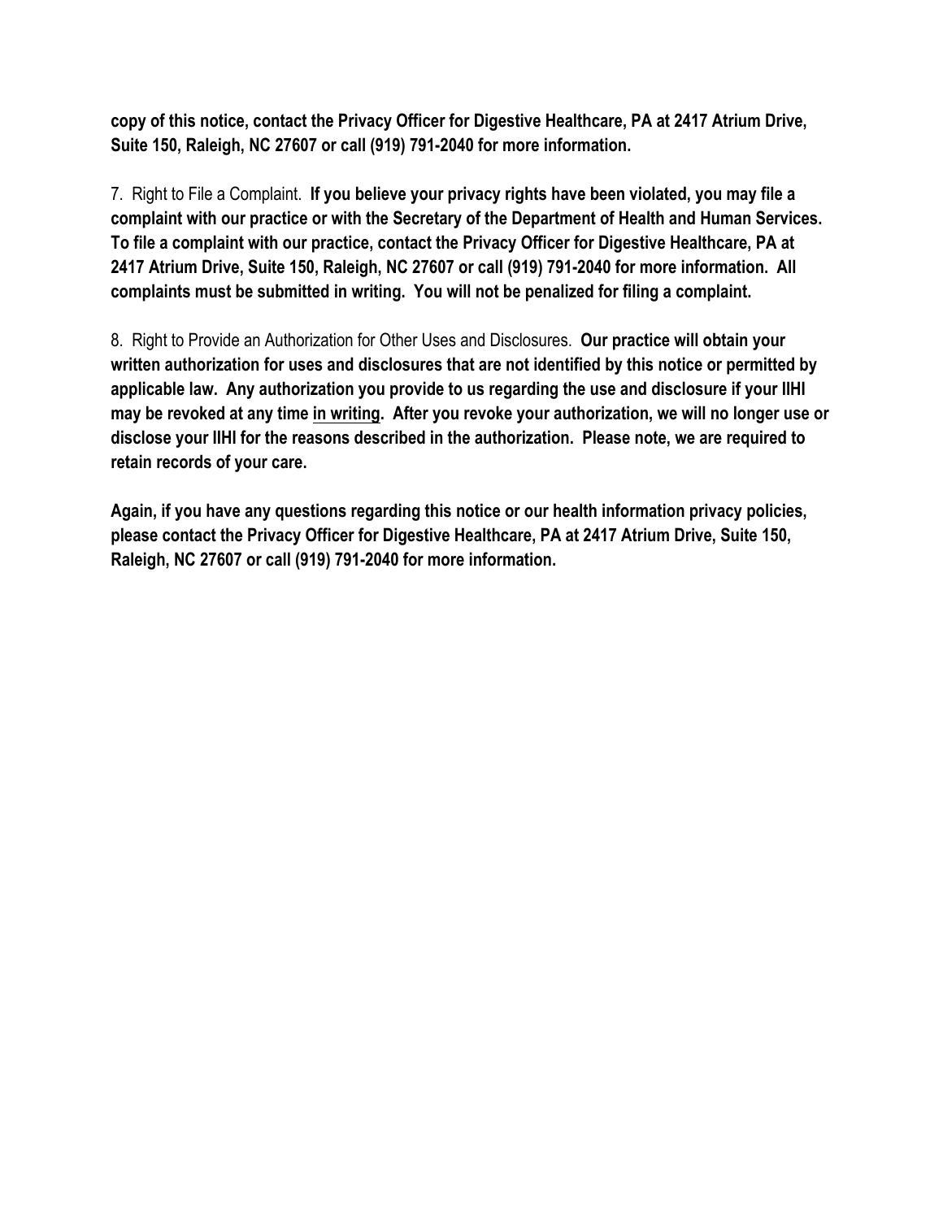**copy of this notice, contact the Privacy Officer for Digestive Healthcare, PA at 2417 Atrium Drive, Suite 150, Raleigh, NC 27607 or call (919) 791-2040 for more information.**

7. Right to File a Complaint. **If you believe your privacy rights have been violated, you may file a complaint with our practice or with the Secretary of the Department of Health and Human Services. To file a complaint with our practice, contact the Privacy Officer for Digestive Healthcare, PA at 2417 Atrium Drive, Suite 150, Raleigh, NC 27607 or call (919) 791-2040 for more information. All complaints must be submitted in writing. You will not be penalized for filing a complaint.**

8. Right to Provide an Authorization for Other Uses and Disclosures. **Our practice will obtain your written authorization for uses and disclosures that are not identified by this notice or permitted by applicable law. Any authorization you provide to us regarding the use and disclosure if your IIHI may be revoked at any time <u>in writing</u>. After you revoke your authorization, we will no longer use or disclose your IIHI for the reasons described in the authorization. Please note, we are required to retain records of your care.**

**Again, if you have any questions regarding this notice or our health information privacy policies, please contact the Privacy Officer for Digestive Healthcare, PA at 2417 Atrium Drive, Suite 150, Raleigh, NC 27607 or call (919) 791-2040 for more information.**